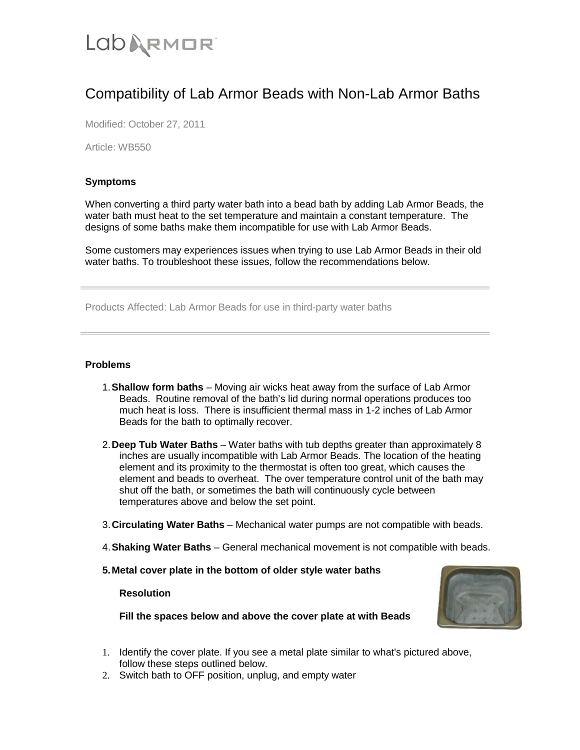Lab ARMOR

# Compatibility of Lab Armor Beads with Non-Lab Armor Baths

Modified: October 27, 2011

Article: WB550

### Symptoms

When converting a third party water bath into a bead bath by adding Lab Armor Beads, the water bath must heat to the set temperature and maintain a constant temperature. The designs of some baths make them incompatible for use with Lab Armor Beads.

Some customers may experiences issues when trying to use Lab Armor Beads in their old water baths. To troubleshoot these issues, follow the recommendations below.

---

Products Affected: Lab Armor Beads for use in third-party water baths

---

### Problems

1. **Shallow form baths** – Moving air wicks heat away from the surface of Lab Armor Beads. Routine removal of the bath's lid during normal operations produces too much heat is loss. There is insufficient thermal mass in 1-2 inches of Lab Armor Beads for the bath to optimally recover.
2. **Deep Tub Water Baths** – Water baths with tub depths greater than approximately 8 inches are usually incompatible with Lab Armor Beads. The location of the heating element and its proximity to the thermostat is often too great, which causes the element and beads to overheat. The over temperature control unit of the bath may shut off the bath, or sometimes the bath will continuously cycle between temperatures above and below the set point.
3. **Circulating Water Baths** – Mechanical water pumps are not compatible with beads.
4. **Shaking Water Baths** – General mechanical movement is not compatible with beads.
5. **Metal cover plate in the bottom of older style water baths**

   **Resolution**

   **Fill the spaces below and above the cover plate at with Beads**

1. Identify the cover plate. If you see a metal plate similar to what's pictured above, follow these steps outlined below.
2. Switch bath to OFF position, unplug, and empty water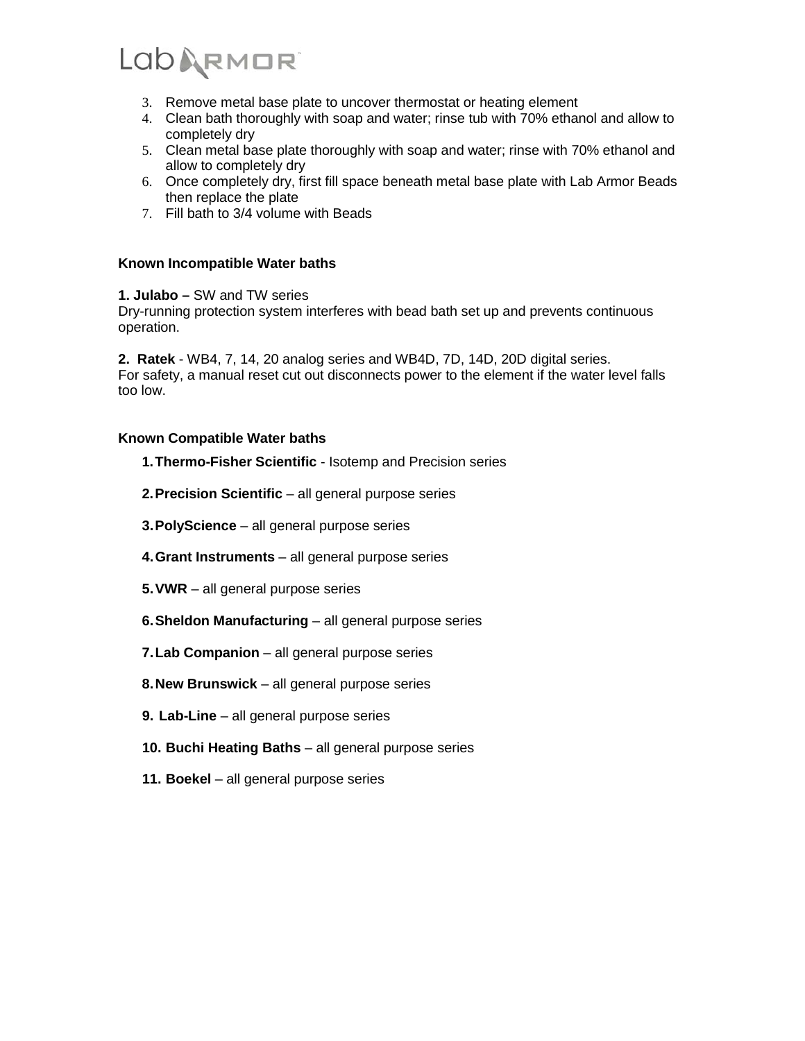3. Remove metal base plate to uncover thermostat or heating element
4. Clean bath thoroughly with soap and water; rinse tub with 70% ethanol and allow to completely dry
5. Clean metal base plate thoroughly with soap and water; rinse with 70% ethanol and allow to completely dry
6. Once completely dry, first fill space beneath metal base plate with Lab Armor Beads then replace the plate
7. Fill bath to 3/4 volume with Beads

**Known Incompatible Water baths**

**1. Julabo –** SW and TW series
Dry-running protection system interferes with bead bath set up and prevents continuous operation.

**2. Ratek** - WB4, 7, 14, 20 analog series and WB4D, 7D, 14D, 20D digital series.
For safety, a manual reset cut out disconnects power to the element if the water level falls too low.

**Known Compatible Water baths**

1. **Thermo-Fisher Scientific** - Isotemp and Precision series
2. **Precision Scientific** – all general purpose series
3. **PolyScience** – all general purpose series
4. **Grant Instruments** – all general purpose series
5. **VWR** – all general purpose series
6. **Sheldon Manufacturing** – all general purpose series
7. **Lab Companion** – all general purpose series
8. **New Brunswick** – all general purpose series
9. **Lab-Line** – all general purpose series
10. **Buchi Heating Baths** – all general purpose series
11. **Boekel** – all general purpose series